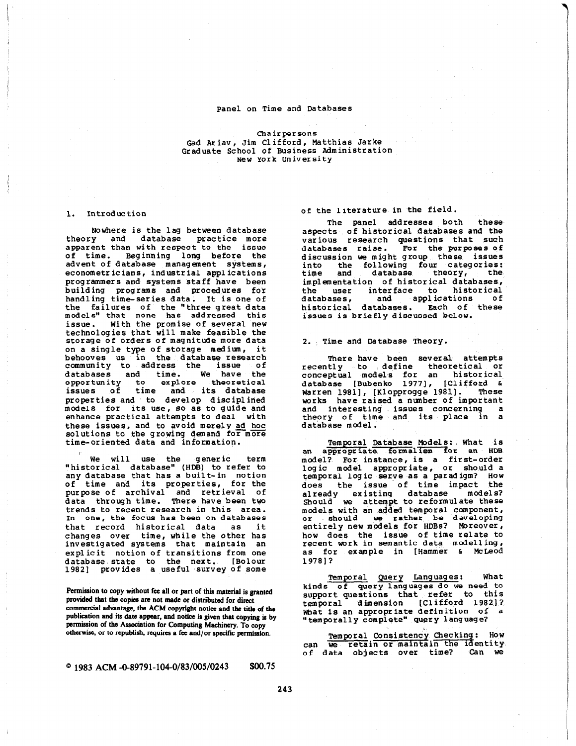# Panel on Time and Databases

Chairpersons
Gad Ariav, Jim Clifford, Matthias Jarke
Graduate School of Business Administration
New York University

## 1. Introduction

Nowhere is the lag between database theory and database practice more apparent than with respect to the issue of time. Beginning long before the advent of database management systems, econometricians, industrial applications programmers and systems staff have been building programs and procedures for handling time-series data. It is one of the failures of the "three great data models" that none has addressed this issue. With the promise of several new technologies that will make feasible the storage of orders of magnitude more data on a single type of storage medium, it behooves us in the database research community to address the issue of databases and time. We have the opportunity to explore theoretical issues of time and its database properties and to develop disciplined models for its use, so as to guide and enhance practical attempts to deal with these issues, and to avoid merely _ad hoc_ solutions to the growing demand for more time-oriented data and information.

We will use the generic term "historical database" (HDB) to refer to any database that has a built-in notion of time and its properties, for the purpose of archival and retrieval of data through time. There have been two trends to recent research in this area. In one, the focus has been on databases that record historical data as it changes over time, while the other has investigated systems that maintain an explicit notion of transitions from one database state to the next. [Bolour 1982] provides a useful survey of some of the literature in the field.

The panel addresses both these aspects of historical databases and the various research questions that such databases raise. For the purposes of discussion we might group these issues into the following four categories: time and database theory, the implementation of historical databases, the user interface to historical databases, and applications of historical databases. Each of these issues is briefly discussed below.

## 2. Time and Database Theory.

There have been several attempts recently to define theoretical or conceptual models for an historical database [Bubenko 1977], [Clifford & Warren 1981], [Klopprogge 1981]. These works have raised a number of important and interesting issues concerning a theory of time and its place in a database model.

_Temporal Database Models_: What is an appropriate formalism for an HDB model? For instance, is a first-order logic model appropriate, or should a temporal logic serve as a paradigm? How does the issue of time impact the already existing database models? Should we attempt to reformulate these models with an added temporal component, or should we rather be developing entirely new models for HDBs? Moreover, how does the issue of time relate to recent work in semantic data modelling, as for example in [Hammer & McLeod 1978]?

_Temporal Query Languages_: What kinds of query languages do we need to support questions that refer to this temporal dimension [Clifford 1982]? What is an appropriate definition of a "temporally complete" query language?

_Temporal Consistency Checking_: How can we retain or maintain the identity of data objects over time? Can we

Permission to copy without fee all or part of this material is granted provided that the copies are not made or distributed for direct commercial advantage, the ACM copyright notice and the title of the publication and its date appear, and notice is given that copying is by permission of the Association for Computing Machinery. To copy otherwise, or to republish, requires a fee and/or specific permission.

© 1983 ACM -0-89791-104-0/83/005/0243 $00.75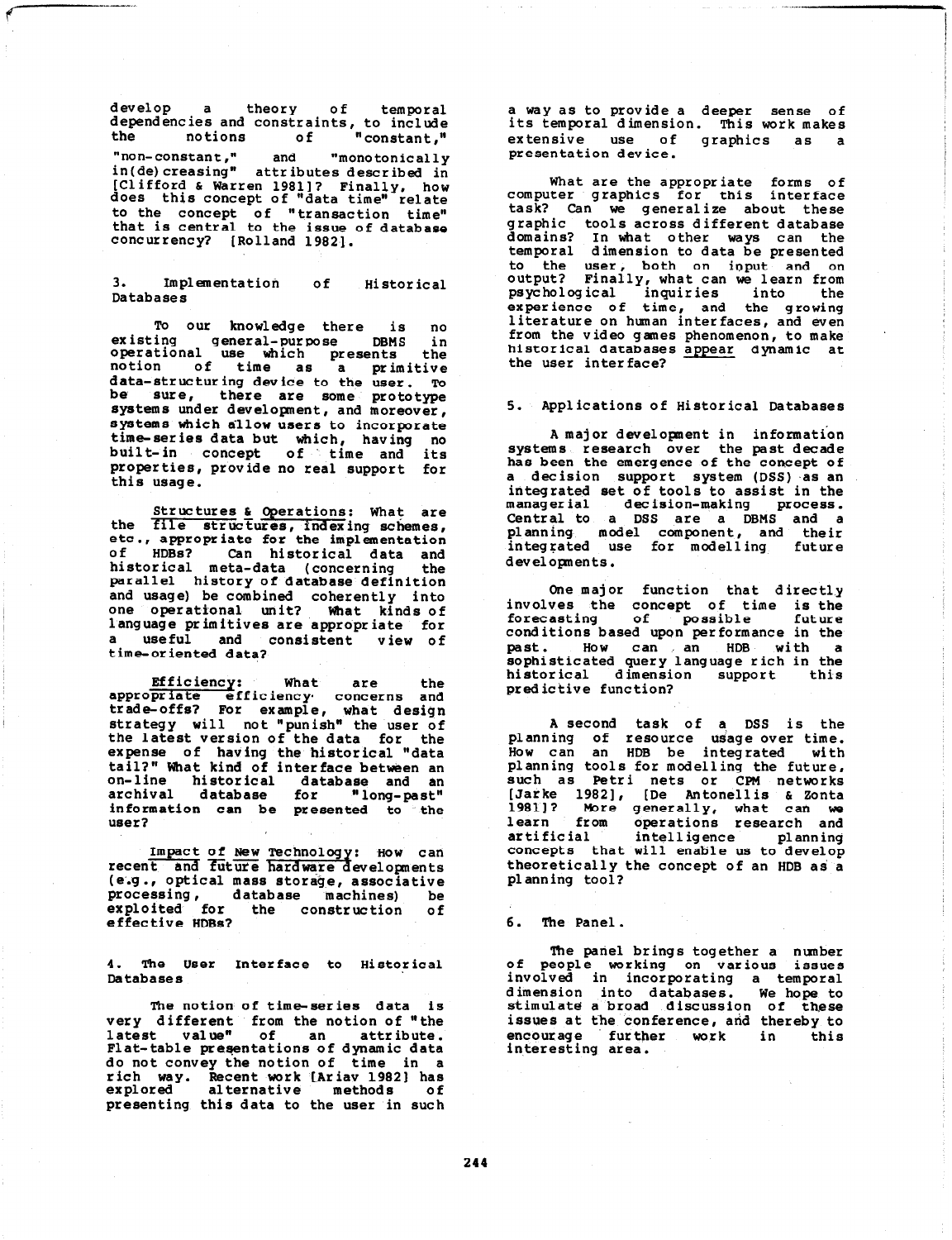develop a theory of temporal dependencies and constraints, to include the notions of "constant," "non-constant," and "monotonically in(de)creasing" attributes described in [Clifford & Warren 1981]? Finally, how does this concept of "data time" relate to the concept of "transaction time" that is central to the issue of database concurrency? [Rolland 1982].

## 3. Implementation of Historical Databases

To our knowledge there is no existing general-purpose DBMS in operational use which presents the notion of time as a primitive data-structuring device to the user. To be sure, there are some prototype systems under development, and moreover, systems which allow users to incorporate time-series data but which, having no built-in concept of time and its properties, provide no real support for this usage.

Structures & Operations: What are the file structures, indexing schemes, etc., appropriate for the implementation of HDBs? Can historical data and historical meta-data (concerning the parallel history of database definition and usage) be combined coherently into one operational unit? What kinds of language primitives are appropriate for a useful and consistent view of time-oriented data?

Efficiency: What are the appropriate efficiency concerns and trade-offs? For example, what design strategy will not "punish" the user of the latest version of the data for the expense of having the historical "data tail?" What kind of interface between an on-line historical database and an archival database for "long-past" information can be presented to the user?

Impact of New Technology: How can recent and future hardware developments (e.g., optical mass storage, associative processing, database machines) be exploited for the construction of effective HDBs?

## 4. The User Interface to Historical Databases

The notion of time-series data is very different from the notion of "the latest value" of an attribute. Flat-table presentations of dynamic data do not convey the notion of time in a rich way. Recent work [Ariav 1982] has explored alternative methods of presenting this data to the user in such a way as to provide a deeper sense of its temporal dimension. This work makes extensive use of graphics as a presentation device.

What are the appropriate forms of computer graphics for this interface task? Can we generalize about these graphic tools across different database domains? In what other ways can the temporal dimension to data be presented to the user, both on input and on output? Finally, what can we learn from psychological inquiries into the experience of time, and the growing literature on human interfaces, and even from the video games phenomenon, to make historical databases appear dynamic at the user interface?

## 5. Applications of Historical Databases

A major development in information systems research over the past decade has been the emergence of the concept of a decision support system (DSS) as an integrated set of tools to assist in the managerial decision-making process. Central to a DSS are a DBMS and a planning model component, and their integrated use for modelling future developments.

One major function that directly involves the concept of time is the forecasting of possible future conditions based upon performance in the past. How can an HDB with a sophisticated query language rich in the historical dimension support this predictive function?

A second task of a DSS is the planning of resource usage over time. How can an HDB be integrated with planning tools for modelling the future, such as Petri nets or CPM networks [Jarke 1982], [De Antonellis & Zonta 1981]? More generally, what can we learn from operations research and artificial intelligence planning concepts that will enable us to develop theoretically the concept of an HDB as a planning tool?

## 6. The Panel.

The panel brings together a number of people working on various issues involved in incorporating a temporal dimension into databases. We hope to stimulate a broad discussion of these issues at the conference, and thereby to encourage further work in this interesting area.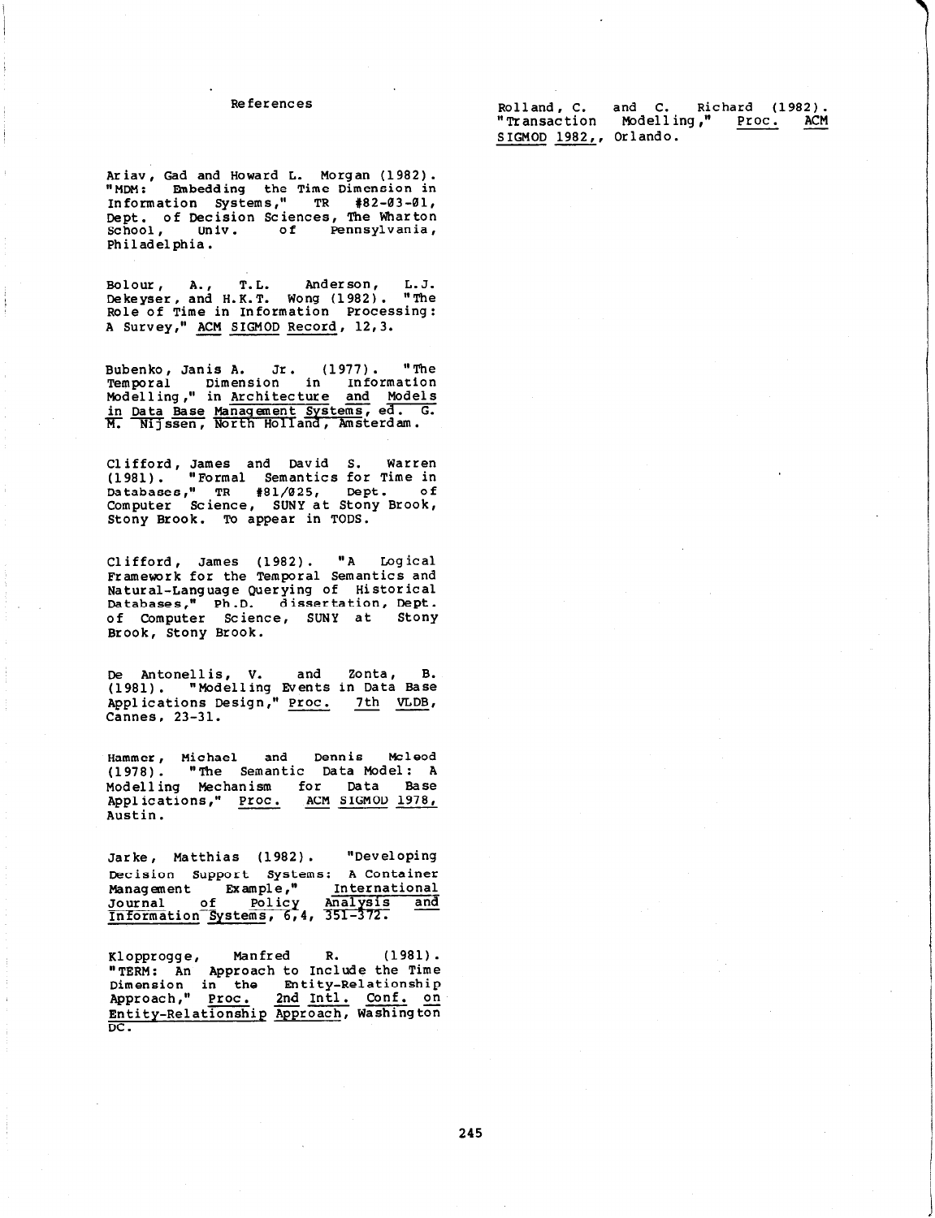## References

Ariav, Gad and Howard L. Morgan (1982). "MDM: Embedding the Time Dimension in Information Systems," TR #82-03-01, Dept. of Decision Sciences, The Wharton School, Univ. of Pennsylvania, Philadelphia.

Bolour, A., T.L. Anderson, L.J. Dekeyser, and H.K.T. Wong (1982). "The Role of Time in Information Processing: A Survey," ACM SIGMOD Record, 12,3.

Bubenko, Janis A. Jr. (1977). "The Temporal Dimension in Information Modelling," in Architecture and Models in Data Base Management Systems, ed. G. M. Nijssen, North Holland, Amsterdam.

Clifford, James and David S. Warren (1981). "Formal Semantics for Time in Databases," TR #81/025, Dept. of Computer Science, SUNY at Stony Brook, Stony Brook. To appear in TODS.

Clifford, James (1982). "A Logical Framework for the Temporal Semantics and Natural-Language Querying of Historical Databases," Ph.D. dissertation, Dept. of Computer Science, SUNY at Stony Brook, Stony Brook.

De Antonellis, V. and Zonta, B. (1981). "Modelling Events in Data Base Applications Design," Proc. 7th VLDB, Cannes, 23-31.

Hammer, Michael and Dennis Mcleod (1978). "The Semantic Data Model: A Modelling Mechanism for Data Base Applications," Proc. ACM SIGMOD 1978, Austin.

Jarke, Matthias (1982). "Developing Decision Support Systems: A Container Management Example," International Journal of Policy Analysis and Information Systems, 6,4, 351-372.

Klopprogge, Manfred R. (1981). "TERM: An Approach to Include the Time Dimension in the Entity-Relationship Approach," Proc. 2nd Intl. Conf. on Entity-Relationship Approach, Washington DC.

Rolland, C. and C. Richard (1982). "Transaction Modelling," Proc. ACM SIGMOD 1982,, Orlando.